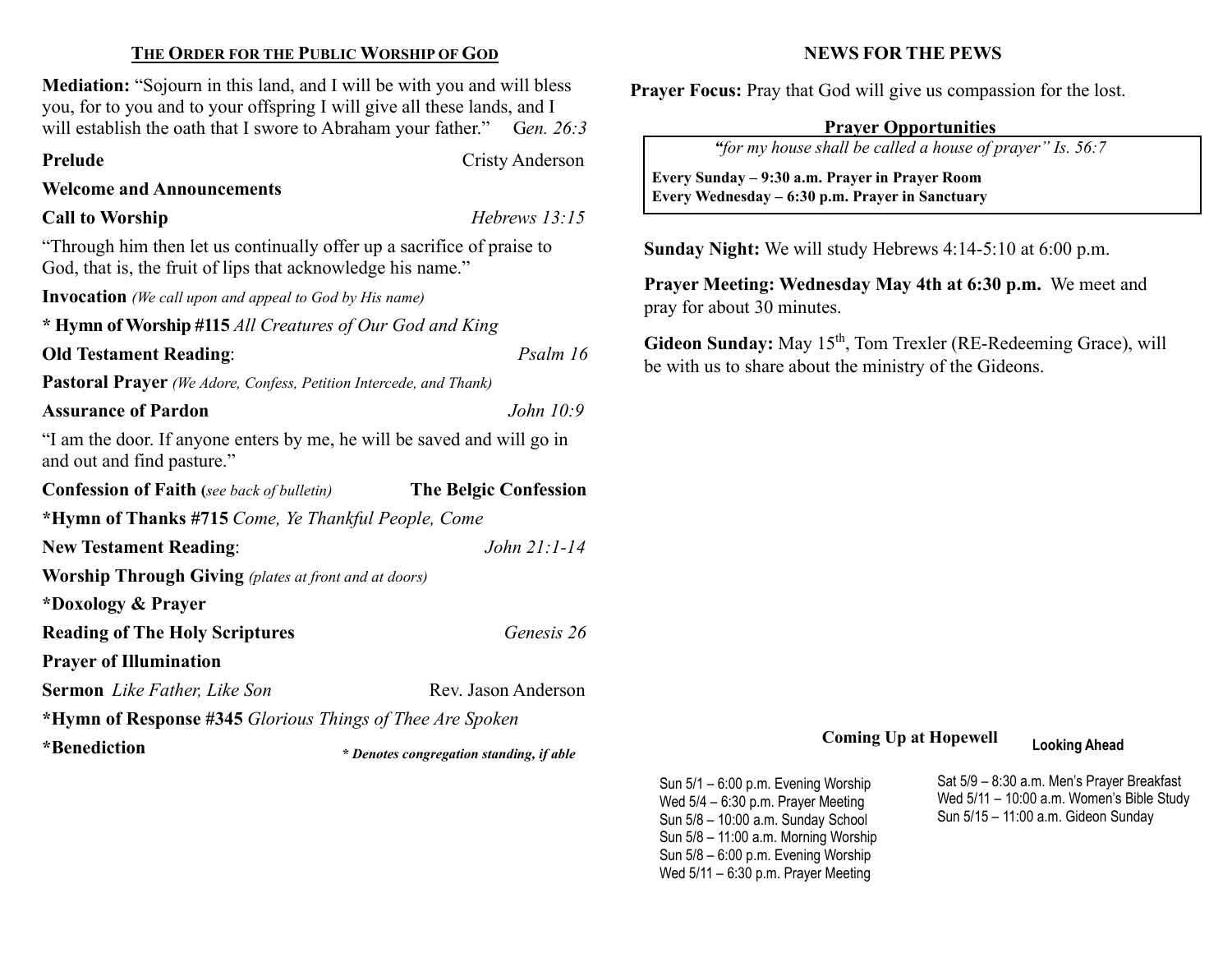## THE ORDER FOR THE PUBLIC WORSHIP OF GOD

**Mediation:** "Sojourn in this land, and I will be with you and will bless you, for to you and to your offspring I will give all these lands, and I will establish the oath that I swore to Abraham your father." G*en. 26:3*

**Prelude** Cristy Anderson

**Welcome and Announcements**

**Call to Worship** *Hebrews 13:15*

"Through him then let us continually offer up a sacrifice of praise to God, that is, the fruit of lips that acknowledge his name."

**Invocation** *(We call upon and appeal to God by His name)*

**\* Hymn of Worship #115** *All Creatures of Our God and King*

**Old Testament Reading**: *Psalm 16*

**Pastoral Prayer** *(We Adore, Confess, Petition Intercede, and Thank)*

**Assurance of Pardon** *John 10:9*

"I am the door. If anyone enters by me, he will be saved and will go in and out and find pasture."

**Confession of Faith (***see back of bulletin***)** **The Belgic Confession**

**\*Hymn of Thanks #715** *Come, Ye Thankful People, Come*

**New Testament Reading**: *John 21:1-14*

**Worship Through Giving** *(plates at front and at doors)*

**\*Doxology & Prayer**

**Reading of The Holy Scriptures** *Genesis 26*

**Prayer of Illumination**

**Sermon** *Like Father, Like Son* Rev. Jason Anderson

**\*Hymn of Response #345** *Glorious Things of Thee Are Spoken*

**\*Benediction**

***\* Denotes congregation standing, if able***

## NEWS FOR THE PEWS

**Prayer Focus:** Pray that God will give us compassion for the lost.

**Prayer Opportunities**

*"for my house shall be called a house of prayer" Is. 56:7*

**Every Sunday – 9:30 a.m. Prayer in Prayer Room**
**Every Wednesday – 6:30 p.m. Prayer in Sanctuary**

**Sunday Night:** We will study Hebrews 4:14-5:10 at 6:00 p.m.

**Prayer Meeting: Wednesday May 4th at 6:30 p.m.** We meet and pray for about 30 minutes.

**Gideon Sunday:** May 15th, Tom Trexler (RE-Redeeming Grace), will be with us to share about the ministry of the Gideons.

**Coming Up at Hopewell**

Sun 5/1 – 6:00 p.m. Evening Worship
Wed 5/4 – 6:30 p.m. Prayer Meeting
Sun 5/8 – 10:00 a.m. Sunday School
Sun 5/8 – 11:00 a.m. Morning Worship
Sun 5/8 – 6:00 p.m. Evening Worship
Wed 5/11 – 6:30 p.m. Prayer Meeting

**Looking Ahead**

Sat 5/9 – 8:30 a.m. Men's Prayer Breakfast
Wed 5/11 – 10:00 a.m. Women's Bible Study
Sun 5/15 – 11:00 a.m. Gideon Sunday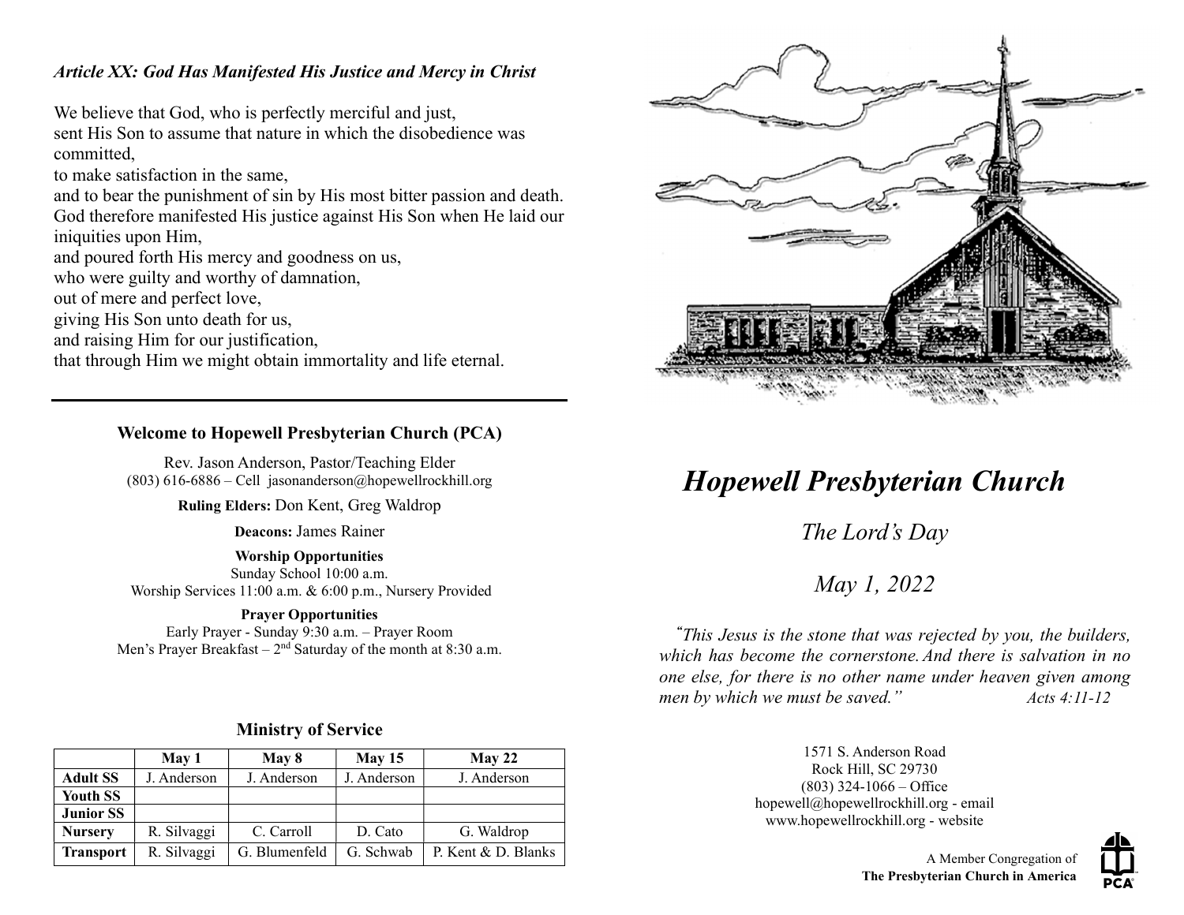### *Article XX: God Has Manifested His Justice and Mercy in Christ*

We believe that God, who is perfectly merciful and just,
sent His Son to assume that nature in which the disobedience was committed,
to make satisfaction in the same,
and to bear the punishment of sin by His most bitter passion and death.
God therefore manifested His justice against His Son when He laid our iniquities upon Him,
and poured forth His mercy and goodness on us,
who were guilty and worthy of damnation,
out of mere and perfect love,
giving His Son unto death for us,
and raising Him for our justification,
that through Him we might obtain immortality and life eternal.

---

### Welcome to Hopewell Presbyterian Church (PCA)

Rev. Jason Anderson, Pastor/Teaching Elder
(803) 616-6886 – Cell jasonanderson@hopewellrockhill.org

**Ruling Elders:** Don Kent, Greg Waldrop

**Deacons:** James Rainer

**Worship Opportunities**
Sunday School 10:00 a.m.
Worship Services 11:00 a.m. & 6:00 p.m., Nursery Provided

**Prayer Opportunities**
Early Prayer - Sunday 9:30 a.m. – Prayer Room
Men's Prayer Breakfast – 2nd Saturday of the month at 8:30 a.m.

### Ministry of Service

| | May 1 | May 8 | May 15 | May 22 |
|---|---|---|---|---|
| **Adult SS** | J. Anderson | J. Anderson | J. Anderson | J. Anderson |
| **Youth SS** | | | | |
| **Junior SS** | | | | |
| **Nursery** | R. Silvaggi | C. Carroll | D. Cato | G. Waldrop |
| **Transport** | R. Silvaggi | G. Blumenfeld | G. Schwab | P. Kent & D. Blanks |

# *Hopewell Presbyterian Church*

*The Lord's Day*

*May 1, 2022*

*"This Jesus is the stone that was rejected by you, the builders, which has become the cornerstone. And there is salvation in no one else, for there is no other name under heaven given among men by which we must be saved."* *Acts 4:11-12*

1571 S. Anderson Road
Rock Hill, SC 29730
(803) 324-1066 – Office
hopewell@hopewellrockhill.org - email
www.hopewellrockhill.org - website

A Member Congregation of
**The Presbyterian Church in America**